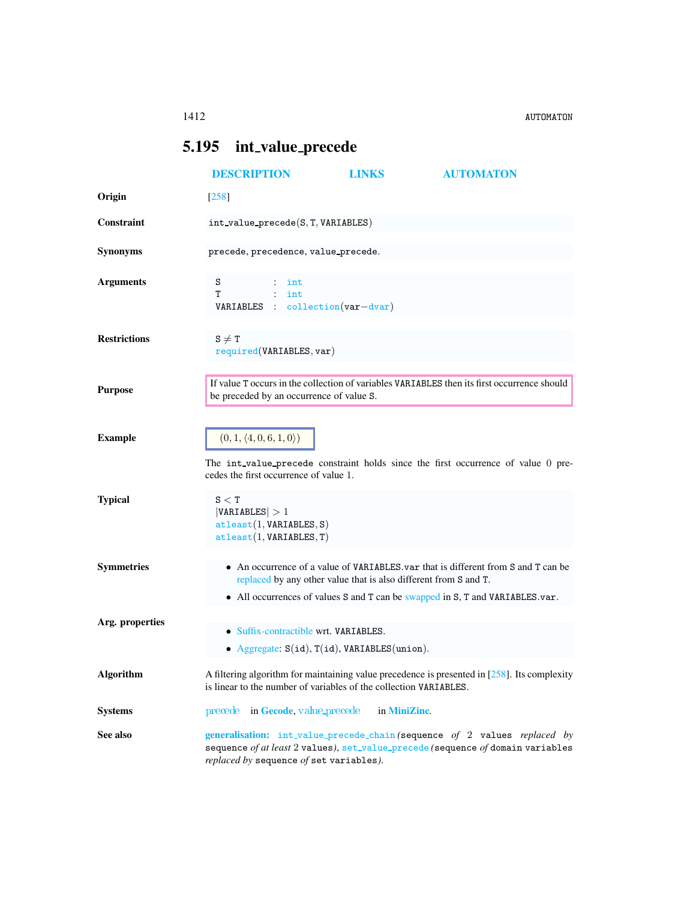## 5.195 int_value_precede

DESCRIPTION LINKS AUTOMATON

**Origin**

[258]

**Constraint**

int_value_precede(S, T, VARIABLES)

**Synonyms**

precede, precedence, value_precede.

**Arguments**

| | | |
|---|---|---|
| S | : | int |
| T | : | int |
| VARIABLES | : | collection(var−dvar) |

**Restrictions**

$S \neq T$
required(VARIABLES, var)

**Purpose**

If value T occurs in the collection of variables VARIABLES then its first occurrence should be preceded by an occurrence of value S.

**Example**

$(0, 1, \langle 4, 0, 6, 1, 0\rangle)$

The int_value_precede constraint holds since the first occurrence of value 0 precedes the first occurrence of value 1.

**Typical**

$S < T$
$|VARIABLES| > 1$
atleast(1, VARIABLES, S)
atleast(1, VARIABLES, T)

**Symmetries**

- An occurrence of a value of VARIABLES.var that is different from S and T can be replaced by any other value that is also different from S and T.
- All occurrences of values S and T can be swapped in S, T and VARIABLES.var.

**Arg. properties**

- Suffix-contractible wrt. VARIABLES.
- Aggregate: S(id), T(id), VARIABLES(union).

**Algorithm**

A filtering algorithm for maintaining value precedence is presented in [258]. Its complexity is linear to the number of variables of the collection VARIABLES.

**Systems**

precede in **Gecode**, value_precede in **MiniZinc**.

**See also**

**generalisation:** int_value_precede_chain (sequence *of* 2 values *replaced by* sequence *of at least* 2 values), set_value_precede (sequence *of* domain variables *replaced by* sequence *of* set variables).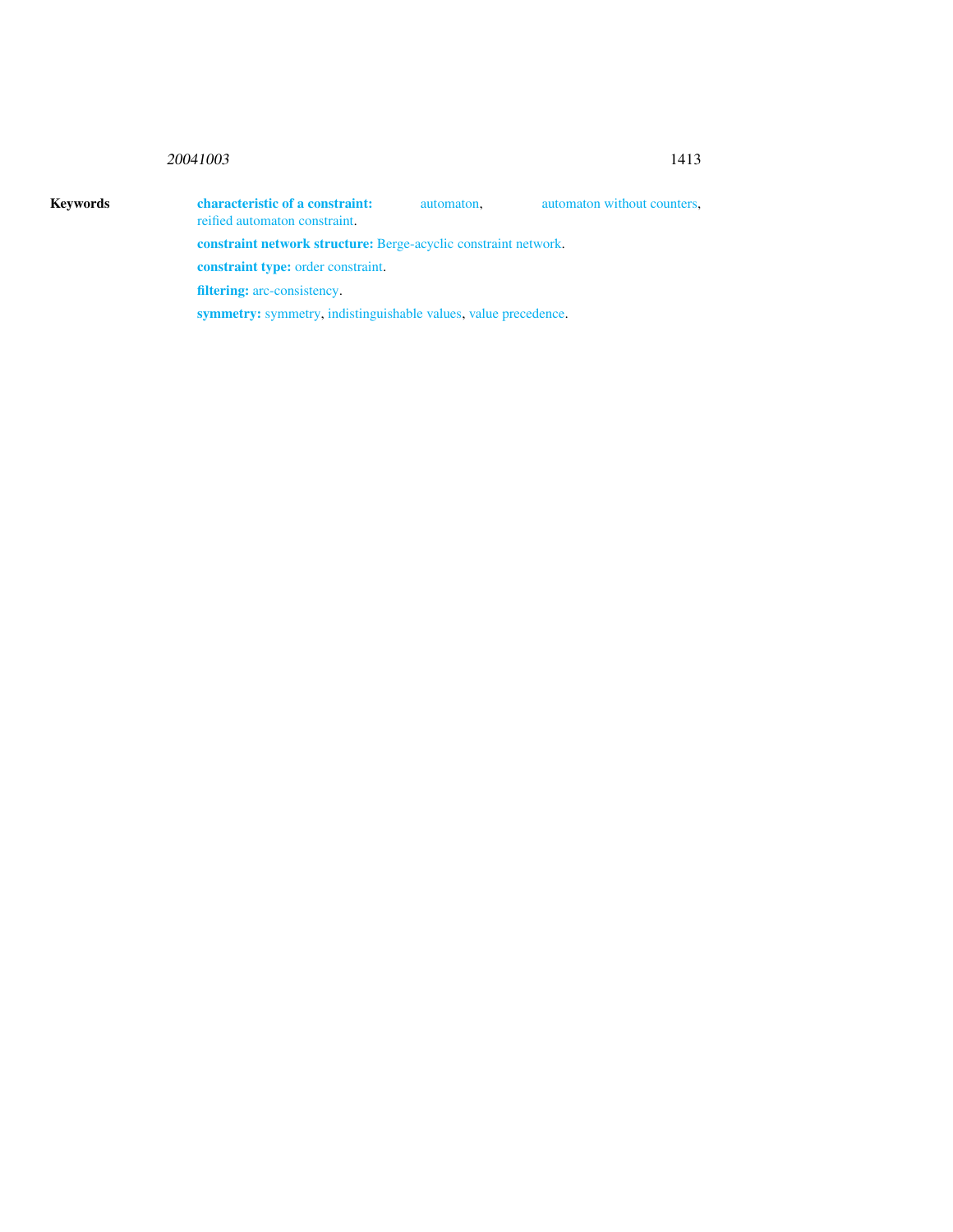**Keywords**

**characteristic of a constraint:** automaton, automaton without counters, reified automaton constraint.

**constraint network structure:** Berge-acyclic constraint network.

**constraint type:** order constraint.

**filtering:** arc-consistency.

**symmetry:** symmetry, indistinguishable values, value precedence.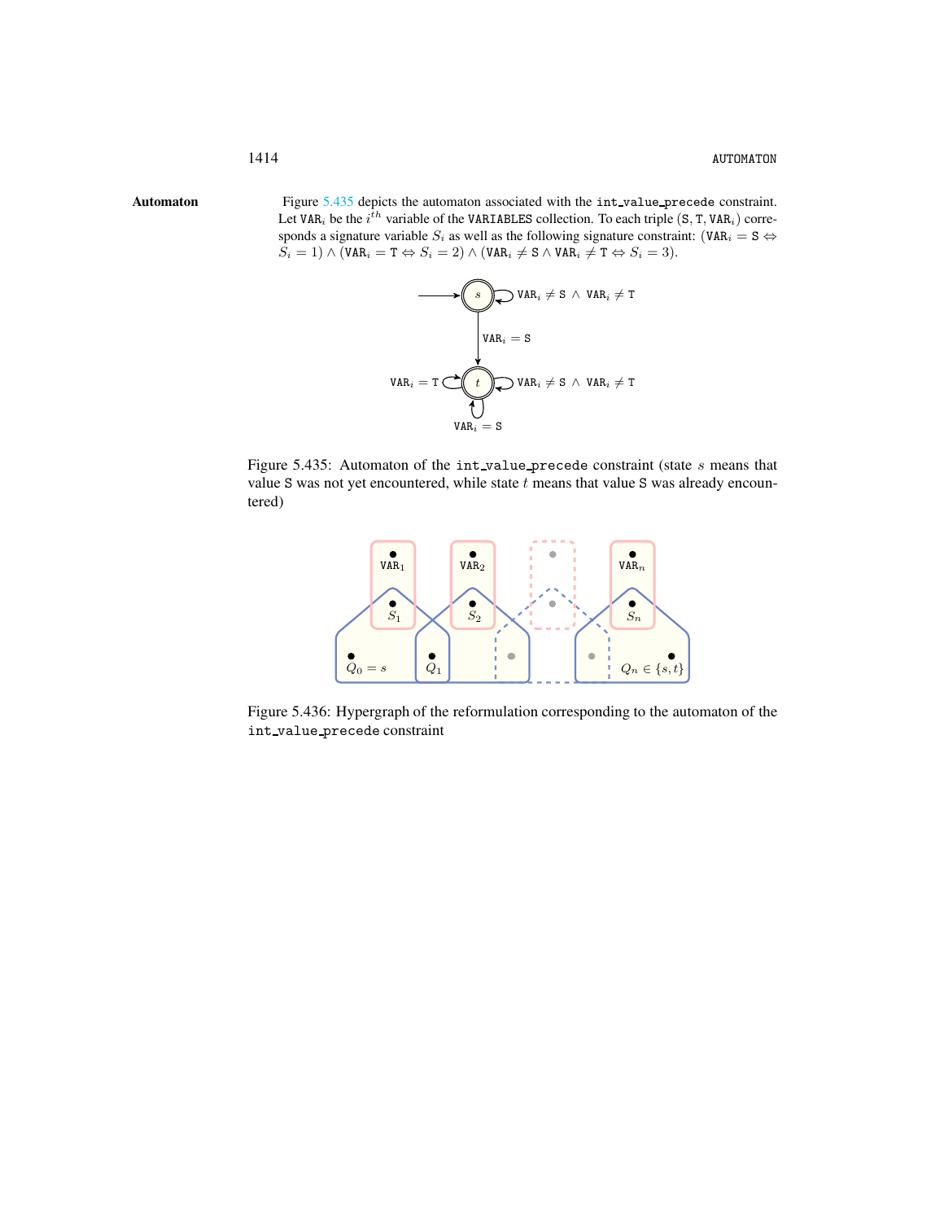**Automaton**

Figure 5.435 depicts the automaton associated with the `int_value_precede` constraint. Let $\text{VAR}_i$ be the $i^{th}$ variable of the `VARIABLES` collection. To each triple $(\text{S}, \text{T}, \text{VAR}_i)$ corresponds a signature variable $S_i$ as well as the following signature constraint: $(\text{VAR}_i = \text{S} \Leftrightarrow S_i = 1) \wedge (\text{VAR}_i = \text{T} \Leftrightarrow S_i = 2) \wedge (\text{VAR}_i \neq \text{S} \wedge \text{VAR}_i \neq \text{T} \Leftrightarrow S_i = 3)$.

Figure 5.435: Automaton of the `int_value_precede` constraint (state $s$ means that value S was not yet encountered, while state $t$ means that value S was already encountered)

Figure 5.436: Hypergraph of the reformulation corresponding to the automaton of the `int_value_precede` constraint